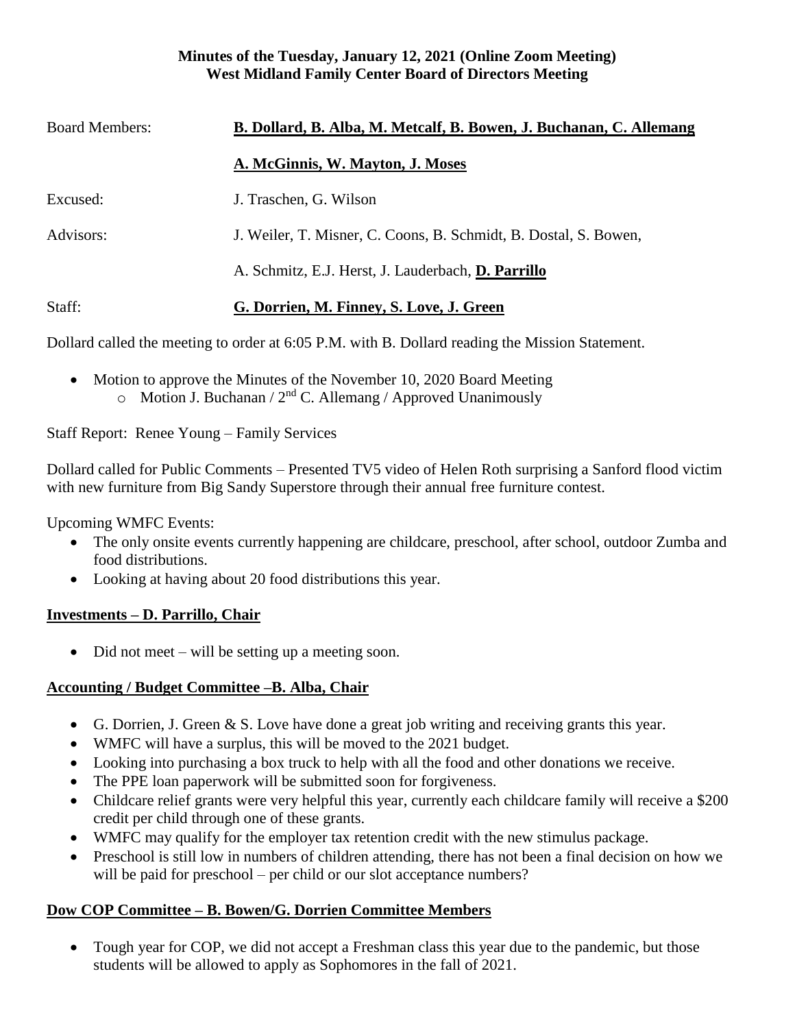**Minutes of the Tuesday, January 12, 2021 (Online Zoom Meeting)**
**West Midland Family Center Board of Directors Meeting**

Board Members: **B. Dollard, B. Alba, M. Metcalf, B. Bowen, J. Buchanan, C. Allemang**

**A. McGinnis, W. Mayton, J. Moses**

Excused: J. Traschen, G. Wilson

Advisors: J. Weiler, T. Misner, C. Coons, B. Schmidt, B. Dostal, S. Bowen,

A. Schmitz, E.J. Herst, J. Lauderbach, **D. Parrillo**

Staff: **G. Dorrien, M. Finney, S. Love, J. Green**

Dollard called the meeting to order at 6:05 P.M. with B. Dollard reading the Mission Statement.

- Motion to approve the Minutes of the November 10, 2020 Board Meeting
  - Motion J. Buchanan / 2nd C. Allemang / Approved Unanimously

Staff Report: Renee Young – Family Services

Dollard called for Public Comments – Presented TV5 video of Helen Roth surprising a Sanford flood victim with new furniture from Big Sandy Superstore through their annual free furniture contest.

Upcoming WMFC Events:

- The only onsite events currently happening are childcare, preschool, after school, outdoor Zumba and food distributions.
- Looking at having about 20 food distributions this year.

**Investments – D. Parrillo, Chair**

- Did not meet – will be setting up a meeting soon.

**Accounting / Budget Committee –B. Alba, Chair**

- G. Dorrien, J. Green & S. Love have done a great job writing and receiving grants this year.
- WMFC will have a surplus, this will be moved to the 2021 budget.
- Looking into purchasing a box truck to help with all the food and other donations we receive.
- The PPE loan paperwork will be submitted soon for forgiveness.
- Childcare relief grants were very helpful this year, currently each childcare family will receive a $200 credit per child through one of these grants.
- WMFC may qualify for the employer tax retention credit with the new stimulus package.
- Preschool is still low in numbers of children attending, there has not been a final decision on how we will be paid for preschool – per child or our slot acceptance numbers?

**Dow COP Committee – B. Bowen/G. Dorrien Committee Members**

- Tough year for COP, we did not accept a Freshman class this year due to the pandemic, but those students will be allowed to apply as Sophomores in the fall of 2021.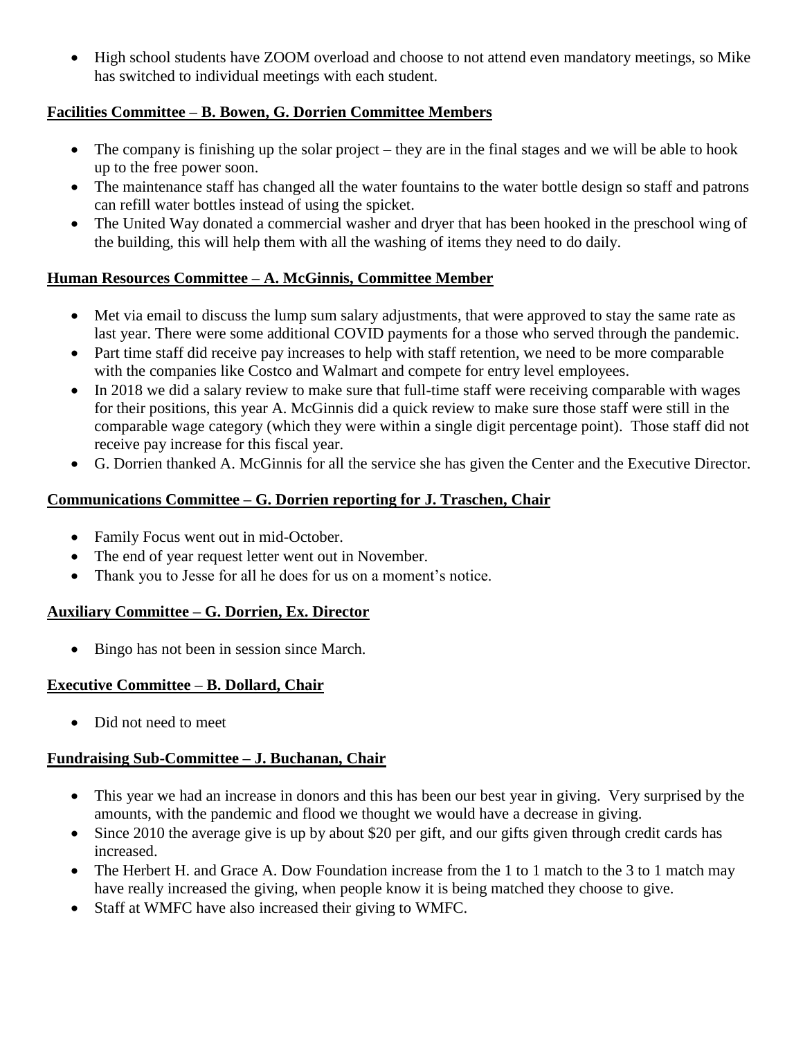- High school students have ZOOM overload and choose to not attend even mandatory meetings, so Mike has switched to individual meetings with each student.

**Facilities Committee – B. Bowen, G. Dorrien Committee Members**

- The company is finishing up the solar project – they are in the final stages and we will be able to hook up to the free power soon.
- The maintenance staff has changed all the water fountains to the water bottle design so staff and patrons can refill water bottles instead of using the spicket.
- The United Way donated a commercial washer and dryer that has been hooked in the preschool wing of the building, this will help them with all the washing of items they need to do daily.

**Human Resources Committee – A. McGinnis, Committee Member**

- Met via email to discuss the lump sum salary adjustments, that were approved to stay the same rate as last year. There were some additional COVID payments for a those who served through the pandemic.
- Part time staff did receive pay increases to help with staff retention, we need to be more comparable with the companies like Costco and Walmart and compete for entry level employees.
- In 2018 we did a salary review to make sure that full-time staff were receiving comparable with wages for their positions, this year A. McGinnis did a quick review to make sure those staff were still in the comparable wage category (which they were within a single digit percentage point). Those staff did not receive pay increase for this fiscal year.
- G. Dorrien thanked A. McGinnis for all the service she has given the Center and the Executive Director.

**Communications Committee – G. Dorrien reporting for J. Traschen, Chair**

- Family Focus went out in mid-October.
- The end of year request letter went out in November.
- Thank you to Jesse for all he does for us on a moment's notice.

**Auxiliary Committee – G. Dorrien, Ex. Director**

- Bingo has not been in session since March.

**Executive Committee – B. Dollard, Chair**

- Did not need to meet

**Fundraising Sub-Committee – J. Buchanan, Chair**

- This year we had an increase in donors and this has been our best year in giving. Very surprised by the amounts, with the pandemic and flood we thought we would have a decrease in giving.
- Since 2010 the average give is up by about $20 per gift, and our gifts given through credit cards has increased.
- The Herbert H. and Grace A. Dow Foundation increase from the 1 to 1 match to the 3 to 1 match may have really increased the giving, when people know it is being matched they choose to give.
- Staff at WMFC have also increased their giving to WMFC.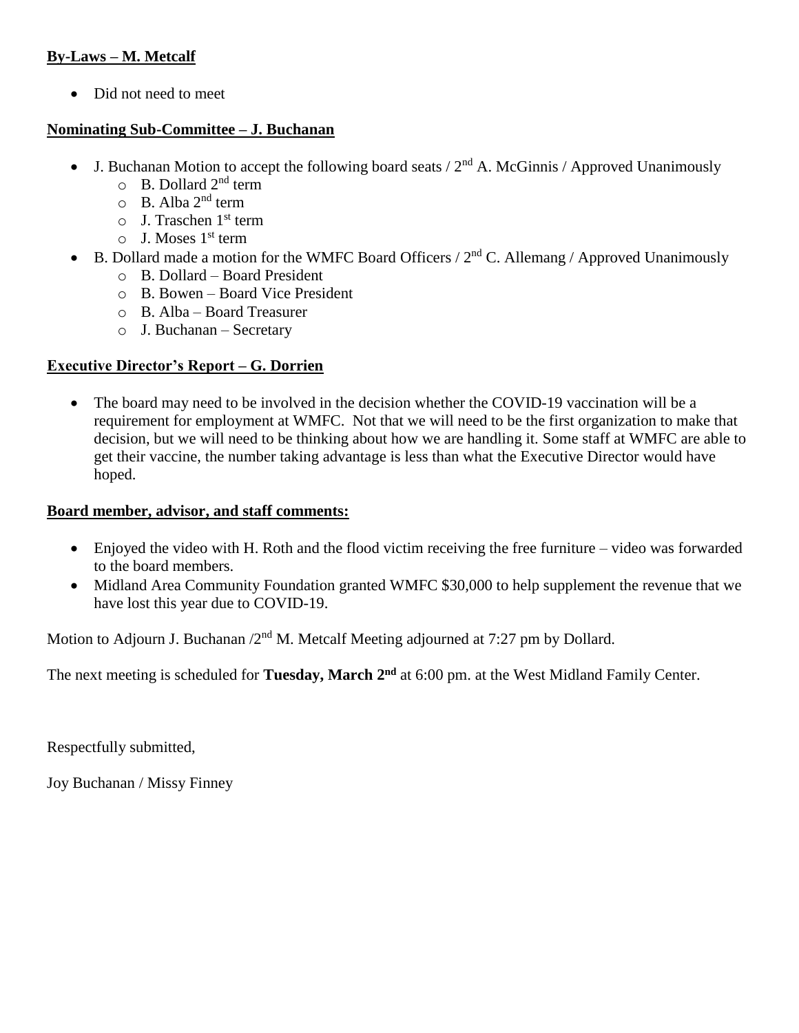**By-Laws – M. Metcalf**

- Did not need to meet

**Nominating Sub-Committee – J. Buchanan**

- J. Buchanan Motion to accept the following board seats / 2nd A. McGinnis / Approved Unanimously
  - B. Dollard 2nd term
  - B. Alba 2nd term
  - J. Traschen 1st term
  - J. Moses 1st term
- B. Dollard made a motion for the WMFC Board Officers / 2nd C. Allemang / Approved Unanimously
  - B. Dollard – Board President
  - B. Bowen – Board Vice President
  - B. Alba – Board Treasurer
  - J. Buchanan – Secretary

**Executive Director's Report – G. Dorrien**

- The board may need to be involved in the decision whether the COVID-19 vaccination will be a requirement for employment at WMFC. Not that we will need to be the first organization to make that decision, but we will need to be thinking about how we are handling it. Some staff at WMFC are able to get their vaccine, the number taking advantage is less than what the Executive Director would have hoped.

**Board member, advisor, and staff comments:**

- Enjoyed the video with H. Roth and the flood victim receiving the free furniture – video was forwarded to the board members.
- Midland Area Community Foundation granted WMFC $30,000 to help supplement the revenue that we have lost this year due to COVID-19.

Motion to Adjourn J. Buchanan /2nd M. Metcalf Meeting adjourned at 7:27 pm by Dollard.

The next meeting is scheduled for **Tuesday, March 2nd** at 6:00 pm. at the West Midland Family Center.

Respectfully submitted,

Joy Buchanan / Missy Finney